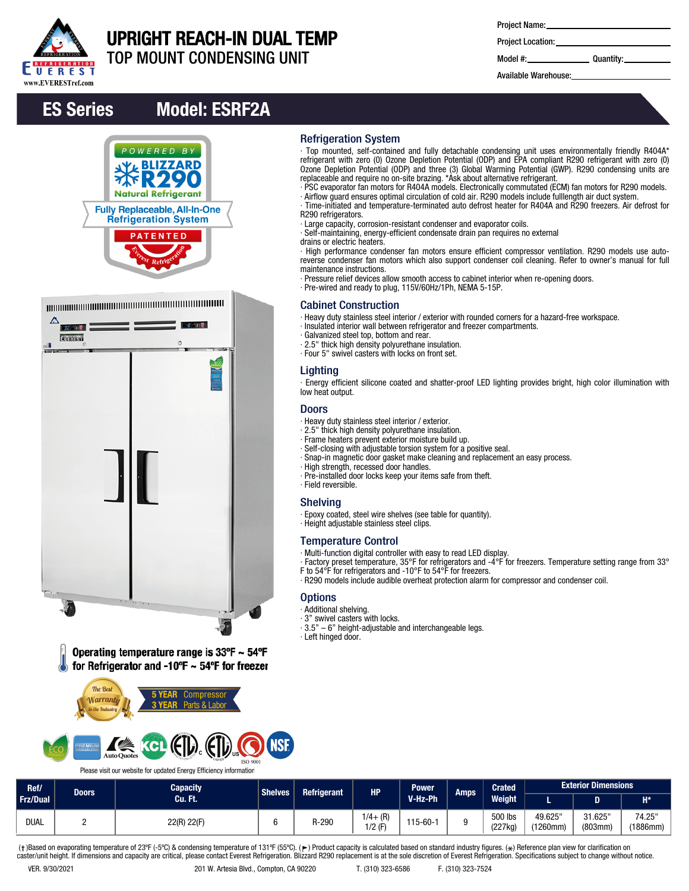# UPRIGHT REACH-IN DUAL TEMP
## TOP MOUNT CONDENSING UNIT

Project Name:

Project Location:

Model #: Quantity:

Available Warehouse:

## ES Series Model: ESRF2A

POWERED BY BLIZZARD R290 Natural Refrigerant

Fully Replaceable, All-In-One Refrigeration System

PATENTED

Operating temperature range is 33ºF ~ 54ºF for Refrigerator and -10ºF ~ 54ºF for freezer

5 YEAR Compressor
3 YEAR Parts & Labor

Please visit our website for updated Energy Efficiency information

### Refrigeration System

- Top mounted, self-contained and fully detachable condensing unit uses environmentally friendly R404A* refrigerant with zero (0) Ozone Depletion Potential (ODP) and EPA compliant R290 refrigerant with zero (0) Ozone Depletion Potential (ODP) and three (3) Global Warming Potential (GWP). R290 condensing units are replaceable and require no on-site brazing. *Ask about alternative refrigerant.
- PSC evaporator fan motors for R404A models. Electronically commutated (ECM) fan motors for R290 models.
- Airflow guard ensures optimal circulation of cold air. R290 models include fulllength air duct system.
- Time-initiated and temperature-terminated auto defrost heater for R404A and R290 freezers. Air defrost for R290 refrigerators.
- Large capacity, corrosion-resistant condenser and evaporator coils.
- Self-maintaining, energy-efficient condensate drain pan requires no external drains or electric heaters.
- High performance condenser fan motors ensure efficient compressor ventilation. R290 models use auto-reverse condenser fan motors which also support condenser coil cleaning. Refer to owner's manual for full maintenance instructions.
- Pressure relief devices allow smooth access to cabinet interior when re-opening doors.
- Pre-wired and ready to plug, 115V/60Hz/1Ph, NEMA 5-15P.

### Cabinet Construction

- Heavy duty stainless steel interior / exterior with rounded corners for a hazard-free workspace.
- Insulated interior wall between refrigerator and freezer compartments.
- Galvanized steel top, bottom and rear.
- 2.5" thick high density polyurethane insulation.
- Four 5" swivel casters with locks on front set.

### Lighting

- Energy efficient silicone coated and shatter-proof LED lighting provides bright, high color illumination with low heat output.

### Doors

- Heavy duty stainless steel interior / exterior.
- 2.5" thick high density polyurethane insulation.
- Frame heaters prevent exterior moisture build up.
- Self-closing with adjustable torsion system for a positive seal.
- Snap-in magnetic door gasket make cleaning and replacement an easy process.
- High strength, recessed door handles.
- Pre-installed door locks keep your items safe from theft.
- Field reversible.

### Shelving

- Epoxy coated, steel wire shelves (see table for quantity).
- Height adjustable stainless steel clips.

### Temperature Control

- Multi-function digital controller with easy to read LED display.
- Factory preset temperature, 35°F for refrigerators and -4°F for freezers. Temperature setting range from 33° F to 54°F for refrigerators and -10°F to 54°F for freezers.
- R290 models include audible overheat protection alarm for compressor and condenser coil.

### Options

- Additional shelving.
- 3" swivel casters with locks.
- 3.5" – 6" height-adjustable and interchangeable legs.
- Left hinged door.

| Ref/ Frz/Dual | Doors | Capacity Cu. Ft. | Shelves | Refrigerant | HP | Power V-Hz-Ph | Amps | Crated Weight | Exterior Dimensions | | |
|---|---|---|---|---|---|---|---|---|---|---|---|
| | | | | | | | | | L | D | H* |
| DUAL | 2 | 22(R) 22(F) | 6 | R-290 | 1/4+ (R) 1/2 (F) | 115-60-1 | 9 | 500 lbs (227kg) | 49.625" (1260mm) | 31.625" (803mm) | 74.25" (1886mm) |

(†)Based on evaporating temperature of 23ºF (-5ºC) & condensing temperature of 131ºF (55ºC). (►) Product capacity is calculated based on standard industry figures. (*) Reference plan view for clarification on caster/unit height. If dimensions and capacity are critical, please contact Everest Refrigeration. Blizzard R290 replacement is at the sole discretion of Everest Refrigeration. Specifications subject to change without notice.

VER. 9/30/2021 201 W. Artesia Blvd., Compton, CA 90220 T. (310) 323-6586 F. (310) 323-7524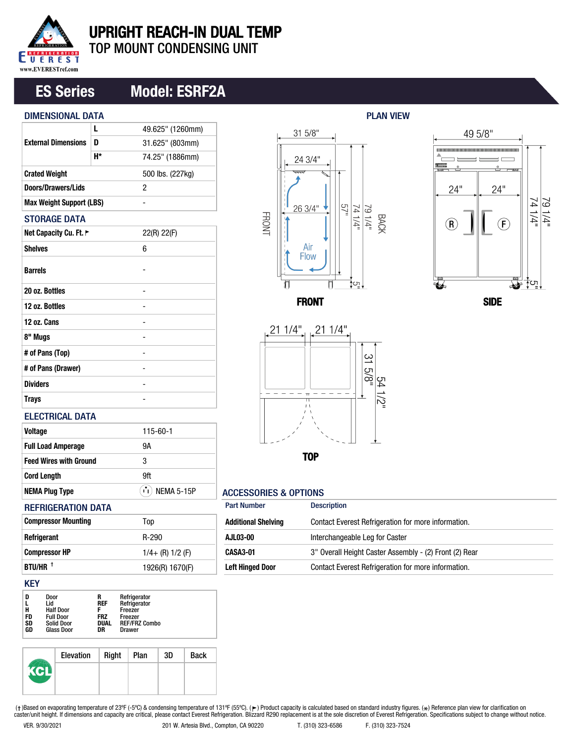# UPRIGHT REACH-IN DUAL TEMP

TOP MOUNT CONDENSING UNIT

## ES Series　Model: ESRF2A

### DIMENSIONAL DATA

| | | |
|---|---|---|
| External Dimensions | L | 49.625" (1260mm) |
| | D | 31.625" (803mm) |
| | H* | 74.25" (1886mm) |
| Crated Weight | | 500 lbs. (227kg) |
| Doors/Drawers/Lids | | 2 |
| Max Weight Support (LBS) | | - |

### STORAGE DATA

| | |
|---|---|
| Net Capacity Cu. Ft. ► | 22(R) 22(F) |
| Shelves | 6 |
| Barrels | - |
| 20 oz. Bottles | - |
| 12 oz. Bottles | - |
| 12 oz. Cans | - |
| 8" Mugs | - |
| # of Pans (Top) | - |
| # of Pans (Drawer) | - |
| Dividers | - |
| Trays | - |

### ELECTRICAL DATA

| | |
|---|---|
| Voltage | 115-60-1 |
| Full Load Amperage | 9A |
| Feed Wires with Ground | 3 |
| Cord Length | 9ft |
| NEMA Plug Type | NEMA 5-15P |

### REFRIGERATION DATA

| | |
|---|---|
| Compressor Mounting | Top |
| Refrigerant | R-290 |
| Compressor HP | 1/4+ (R) 1/2 (F) |
| BTU/HR † | 1926(R) 1670(F) |

### KEY

| | | | |
|---|---|---|---|
| D | Door | R | Refrigerator |
| L | Lid | REF | Refrigerator |
| H | Half Door | F | Freezer |
| FD | Full Door | FRZ | Freezer |
| SD | Solid Door | DUAL | REF/FRZ Combo |
| GD | Glass Door | DR | Drawer |

| | Elevation | Right | Plan | 3D | Back |
|---|---|---|---|---|---|
| KCL | | | | | |

### PLAN VIEW

FRONT
31 5/8"
24 3/4"
26 3/4"
57"
74 1/4"
79 1/4"
5"
Air Flow
BACK

SIDE
49 5/8"
24"
24"
R
F
74 1/4"
79 1/4"
5"

TOP
21 1/4"
21 1/4"
31 5/8"
54 1/2"

### ACCESSORIES & OPTIONS

| Part Number | Description |
|---|---|
| Additional Shelving | Contact Everest Refrigeration for more information. |
| AJL03-00 | Interchangeable Leg for Caster |
| CASA3-01 | 3" Overall Height Caster Assembly - (2) Front (2) Rear |
| Left Hinged Door | Contact Everest Refrigeration for more information. |

(†)Based on evaporating temperature of 23℉ (-5℃) & condensing temperature of 131℉ (55℃). (►) Product capacity is calculated based on standard industry figures. (*) Reference plan view for clarification on caster/unit height. If dimensions and capacity are critical, please contact Everest Refrigeration. Blizzard R290 replacement is at the sole discretion of Everest Refrigeration. Specifications subject to change without notice.

VER. 9/30/2021　201 W. Artesia Blvd., Compton, CA 90220　T. (310) 323-6586　F. (310) 323-7524